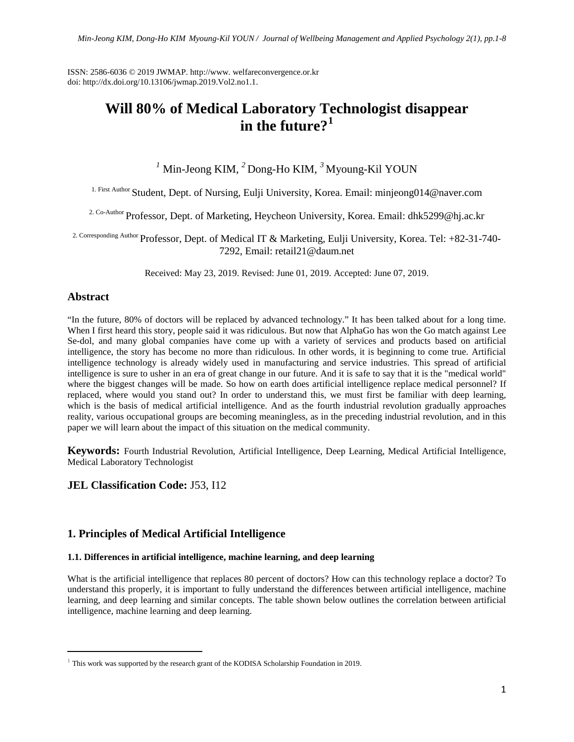ISSN: 2586-6036 © 2019 JWMAP. http://www. welfareconvergence.or.kr
doi: http://dx.doi.org/10.13106/jwmap.2019.Vol2.no1.1.

# Will 80% of Medical Laboratory Technologist disappear in the future?[1]

[1] Min-Jeong KIM, [2] Dong-Ho KIM, [3] Myoung-Kil YOUN

[1. First Author] Student, Dept. of Nursing, Eulji University, Korea. Email: minjeong014@naver.com

[2. Co-Author] Professor, Dept. of Marketing, Heycheon University, Korea. Email: dhk5299@hj.ac.kr

[2. Corresponding Author] Professor, Dept. of Medical IT & Marketing, Eulji University, Korea. Tel: +82-31-740-7292, Email: retail21@daum.net

Received: May 23, 2019. Revised: June 01, 2019. Accepted: June 07, 2019.

## Abstract

"In the future, 80% of doctors will be replaced by advanced technology." It has been talked about for a long time. When I first heard this story, people said it was ridiculous. But now that AlphaGo has won the Go match against Lee Se-dol, and many global companies have come up with a variety of services and products based on artificial intelligence, the story has become no more than ridiculous. In other words, it is beginning to come true. Artificial intelligence technology is already widely used in manufacturing and service industries. This spread of artificial intelligence is sure to usher in an era of great change in our future. And it is safe to say that it is the "medical world" where the biggest changes will be made. So how on earth does artificial intelligence replace medical personnel? If replaced, where would you stand out? In order to understand this, we must first be familiar with deep learning, which is the basis of medical artificial intelligence. And as the fourth industrial revolution gradually approaches reality, various occupational groups are becoming meaningless, as in the preceding industrial revolution, and in this paper we will learn about the impact of this situation on the medical community.

**Keywords:** Fourth Industrial Revolution, Artificial Intelligence, Deep Learning, Medical Artificial Intelligence, Medical Laboratory Technologist

**JEL Classification Code:** J53, I12

## 1. Principles of Medical Artificial Intelligence

### 1.1. Differences in artificial intelligence, machine learning, and deep learning

What is the artificial intelligence that replaces 80 percent of doctors? How can this technology replace a doctor? To understand this properly, it is important to fully understand the differences between artificial intelligence, machine learning, and deep learning and similar concepts. The table shown below outlines the correlation between artificial intelligence, machine learning and deep learning.

---

[1] This work was supported by the research grant of the KODISA Scholarship Foundation in 2019.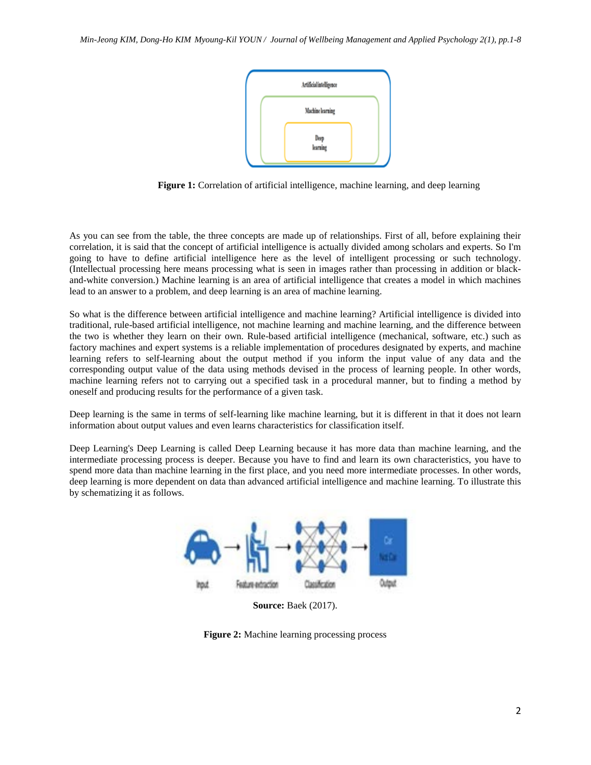Figure 1: Correlation of artificial intelligence, machine learning, and deep learning

As you can see from the table, the three concepts are made up of relationships. First of all, before explaining their correlation, it is said that the concept of artificial intelligence is actually divided among scholars and experts. So I'm going to have to define artificial intelligence here as the level of intelligent processing or such technology. (Intellectual processing here means processing what is seen in images rather than processing in addition or black-and-white conversion.) Machine learning is an area of artificial intelligence that creates a model in which machines lead to an answer to a problem, and deep learning is an area of machine learning.

So what is the difference between artificial intelligence and machine learning? Artificial intelligence is divided into traditional, rule-based artificial intelligence, not machine learning and machine learning, and the difference between the two is whether they learn on their own. Rule-based artificial intelligence (mechanical, software, etc.) such as factory machines and expert systems is a reliable implementation of procedures designated by experts, and machine learning refers to self-learning about the output method if you inform the input value of any data and the corresponding output value of the data using methods devised in the process of learning people. In other words, machine learning refers not to carrying out a specified task in a procedural manner, but to finding a method by oneself and producing results for the performance of a given task.

Deep learning is the same in terms of self-learning like machine learning, but it is different in that it does not learn information about output values and even learns characteristics for classification itself.

Deep Learning's Deep Learning is called Deep Learning because it has more data than machine learning, and the intermediate processing process is deeper. Because you have to find and learn its own characteristics, you have to spend more data than machine learning in the first place, and you need more intermediate processes. In other words, deep learning is more dependent on data than advanced artificial intelligence and machine learning. To illustrate this by schematizing it as follows.

**Source:** Baek (2017).

**Figure 2:** Machine learning processing process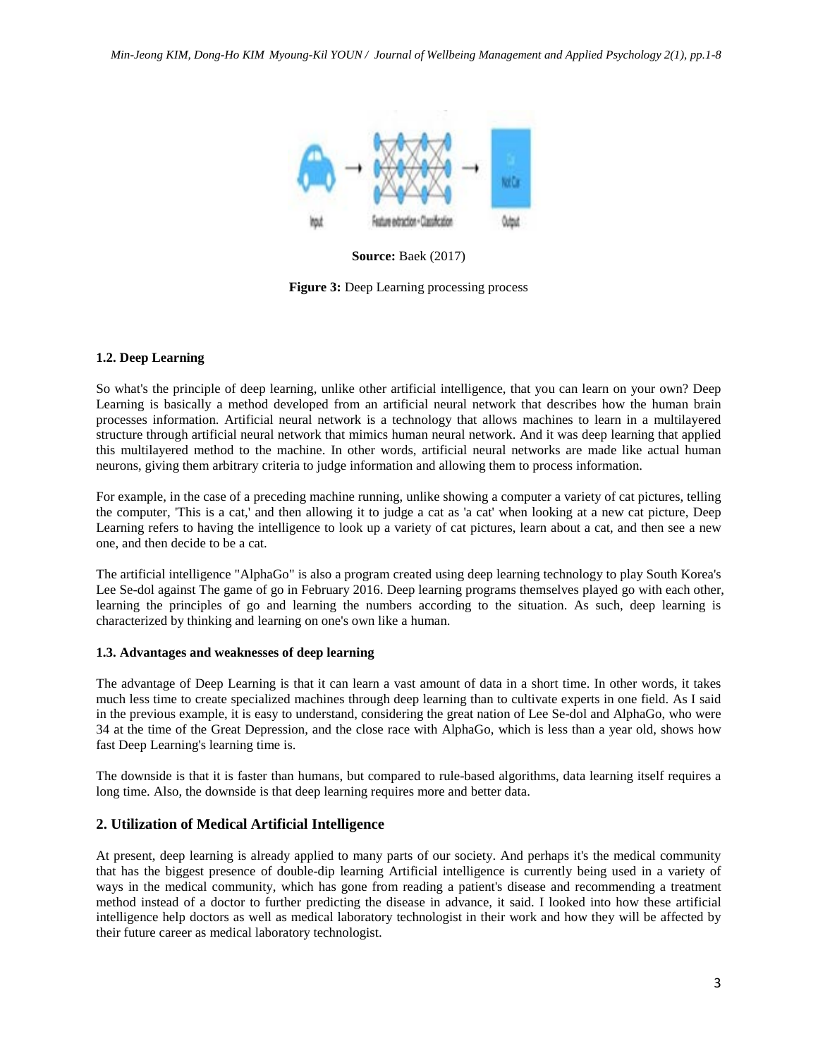**Source:** Baek (2017)

**Figure 3:** Deep Learning processing process

**1.2. Deep Learning**

So what's the principle of deep learning, unlike other artificial intelligence, that you can learn on your own? Deep Learning is basically a method developed from an artificial neural network that describes how the human brain processes information. Artificial neural network is a technology that allows machines to learn in a multilayered structure through artificial neural network that mimics human neural network. And it was deep learning that applied this multilayered method to the machine. In other words, artificial neural networks are made like actual human neurons, giving them arbitrary criteria to judge information and allowing them to process information.

For example, in the case of a preceding machine running, unlike showing a computer a variety of cat pictures, telling the computer, 'This is a cat,' and then allowing it to judge a cat as 'a cat' when looking at a new cat picture, Deep Learning refers to having the intelligence to look up a variety of cat pictures, learn about a cat, and then see a new one, and then decide to be a cat.

The artificial intelligence "AlphaGo" is also a program created using deep learning technology to play South Korea's Lee Se-dol against The game of go in February 2016. Deep learning programs themselves played go with each other, learning the principles of go and learning the numbers according to the situation. As such, deep learning is characterized by thinking and learning on one's own like a human.

**1.3. Advantages and weaknesses of deep learning**

The advantage of Deep Learning is that it can learn a vast amount of data in a short time. In other words, it takes much less time to create specialized machines through deep learning than to cultivate experts in one field. As I said in the previous example, it is easy to understand, considering the great nation of Lee Se-dol and AlphaGo, who were 34 at the time of the Great Depression, and the close race with AlphaGo, which is less than a year old, shows how fast Deep Learning's learning time is.

The downside is that it is faster than humans, but compared to rule-based algorithms, data learning itself requires a long time. Also, the downside is that deep learning requires more and better data.

## 2. Utilization of Medical Artificial Intelligence

At present, deep learning is already applied to many parts of our society. And perhaps it's the medical community that has the biggest presence of double-dip learning Artificial intelligence is currently being used in a variety of ways in the medical community, which has gone from reading a patient's disease and recommending a treatment method instead of a doctor to further predicting the disease in advance, it said. I looked into how these artificial intelligence help doctors as well as medical laboratory technologist in their work and how they will be affected by their future career as medical laboratory technologist.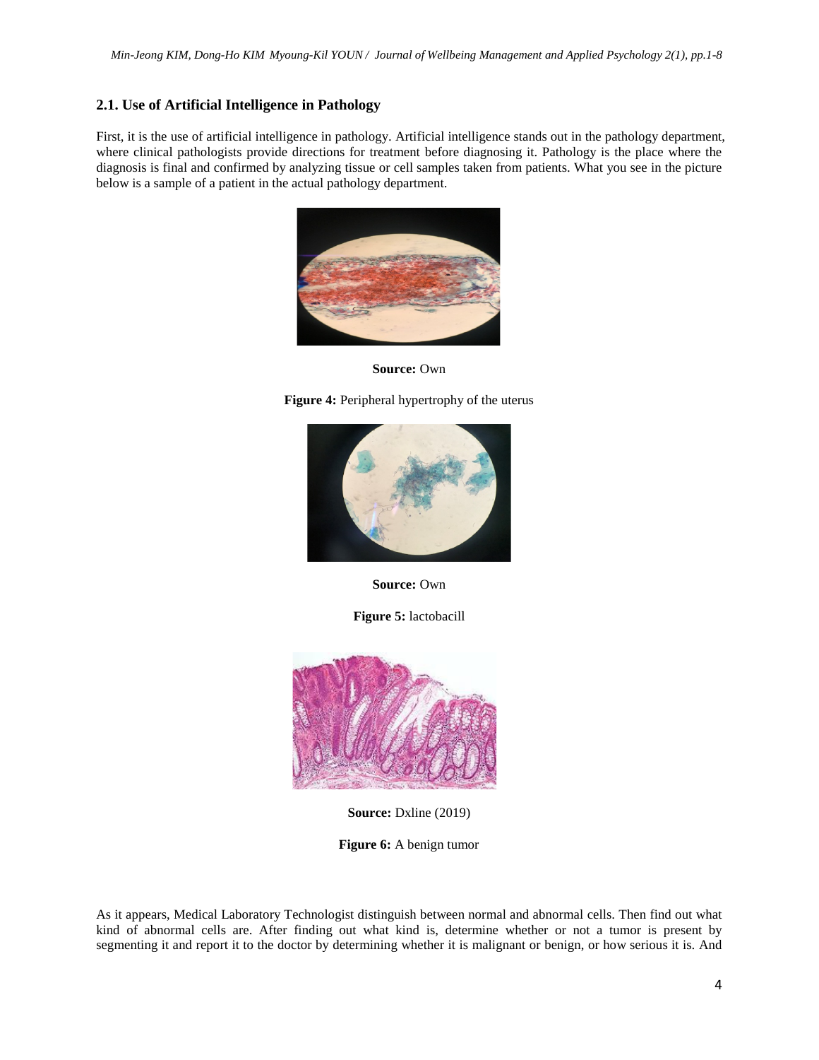## 2.1. Use of Artificial Intelligence in Pathology

First, it is the use of artificial intelligence in pathology. Artificial intelligence stands out in the pathology department, where clinical pathologists provide directions for treatment before diagnosing it. Pathology is the place where the diagnosis is final and confirmed by analyzing tissue or cell samples taken from patients. What you see in the picture below is a sample of a patient in the actual pathology department.

**Source:** Own

**Figure 4:** Peripheral hypertrophy of the uterus

**Source:** Own

**Figure 5:** lactobacill

**Source:** Dxline (2019)

**Figure 6:** A benign tumor

As it appears, Medical Laboratory Technologist distinguish between normal and abnormal cells. Then find out what kind of abnormal cells are. After finding out what kind is, determine whether or not a tumor is present by segmenting it and report it to the doctor by determining whether it is malignant or benign, or how serious it is. And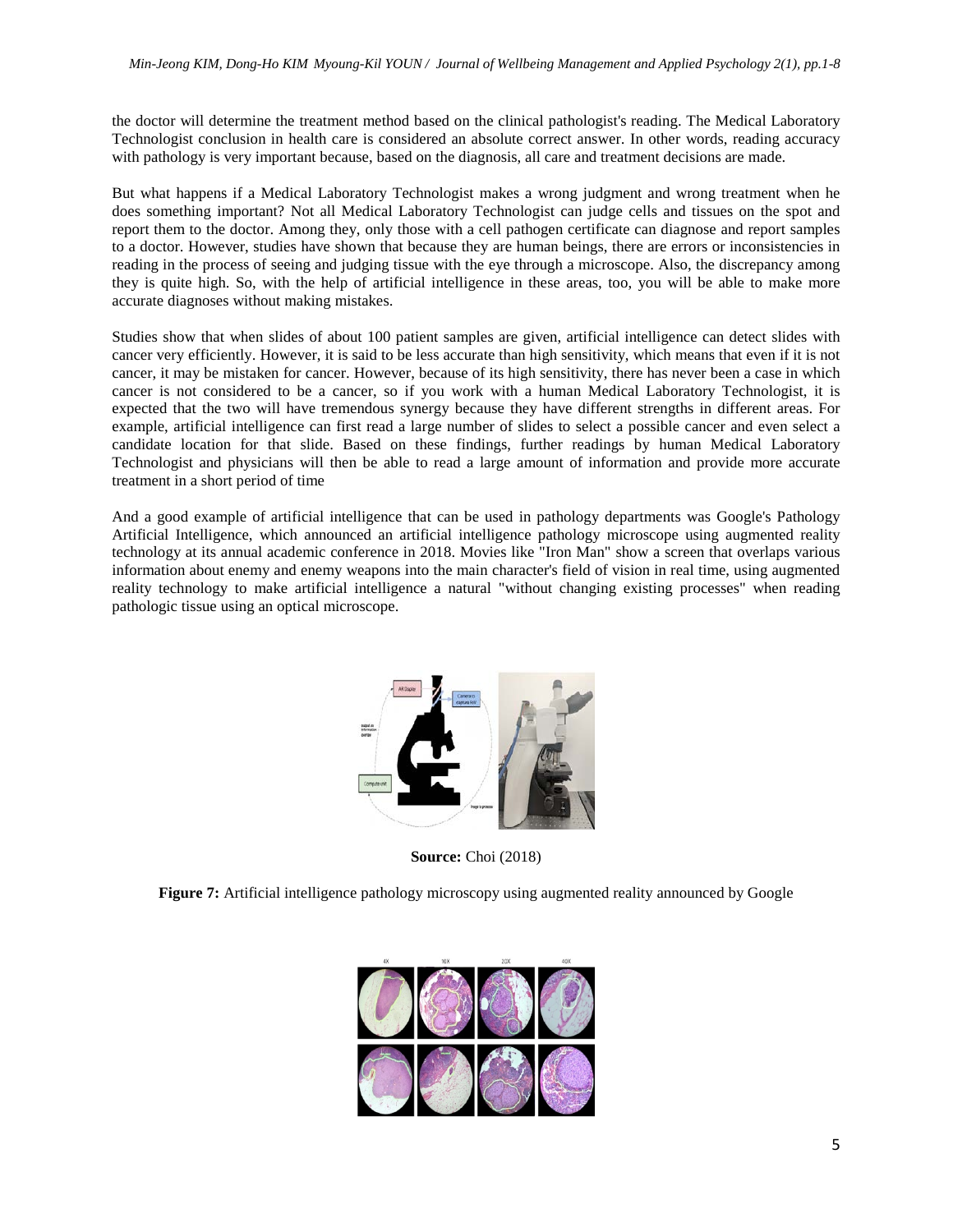the doctor will determine the treatment method based on the clinical pathologist's reading. The Medical Laboratory Technologist conclusion in health care is considered an absolute correct answer. In other words, reading accuracy with pathology is very important because, based on the diagnosis, all care and treatment decisions are made.

But what happens if a Medical Laboratory Technologist makes a wrong judgment and wrong treatment when he does something important? Not all Medical Laboratory Technologist can judge cells and tissues on the spot and report them to the doctor. Among they, only those with a cell pathogen certificate can diagnose and report samples to a doctor. However, studies have shown that because they are human beings, there are errors or inconsistencies in reading in the process of seeing and judging tissue with the eye through a microscope. Also, the discrepancy among they is quite high. So, with the help of artificial intelligence in these areas, too, you will be able to make more accurate diagnoses without making mistakes.

Studies show that when slides of about 100 patient samples are given, artificial intelligence can detect slides with cancer very efficiently. However, it is said to be less accurate than high sensitivity, which means that even if it is not cancer, it may be mistaken for cancer. However, because of its high sensitivity, there has never been a case in which cancer is not considered to be a cancer, so if you work with a human Medical Laboratory Technologist, it is expected that the two will have tremendous synergy because they have different strengths in different areas. For example, artificial intelligence can first read a large number of slides to select a possible cancer and even select a candidate location for that slide. Based on these findings, further readings by human Medical Laboratory Technologist and physicians will then be able to read a large amount of information and provide more accurate treatment in a short period of time

And a good example of artificial intelligence that can be used in pathology departments was Google's Pathology Artificial Intelligence, which announced an artificial intelligence pathology microscope using augmented reality technology at its annual academic conference in 2018. Movies like "Iron Man" show a screen that overlaps various information about enemy and enemy weapons into the main character's field of vision in real time, using augmented reality technology to make artificial intelligence a natural "without changing existing processes" when reading pathologic tissue using an optical microscope.

**Source:** Choi (2018)

**Figure 7:** Artificial intelligence pathology microscopy using augmented reality announced by Google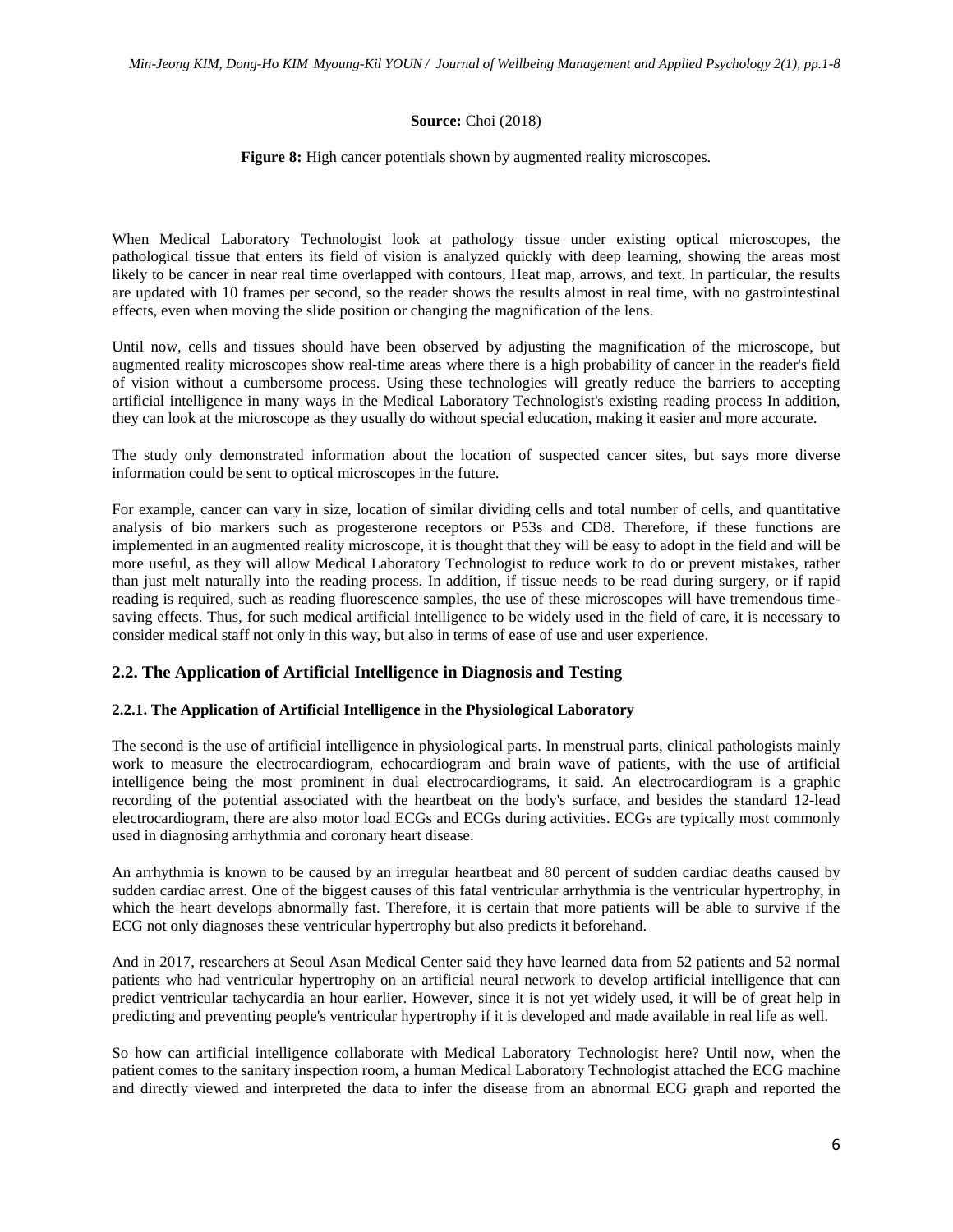**Source:** Choi (2018)

**Figure 8:** High cancer potentials shown by augmented reality microscopes.

When Medical Laboratory Technologist look at pathology tissue under existing optical microscopes, the pathological tissue that enters its field of vision is analyzed quickly with deep learning, showing the areas most likely to be cancer in near real time overlapped with contours, Heat map, arrows, and text. In particular, the results are updated with 10 frames per second, so the reader shows the results almost in real time, with no gastrointestinal effects, even when moving the slide position or changing the magnification of the lens.

Until now, cells and tissues should have been observed by adjusting the magnification of the microscope, but augmented reality microscopes show real-time areas where there is a high probability of cancer in the reader's field of vision without a cumbersome process. Using these technologies will greatly reduce the barriers to accepting artificial intelligence in many ways in the Medical Laboratory Technologist's existing reading process In addition, they can look at the microscope as they usually do without special education, making it easier and more accurate.

The study only demonstrated information about the location of suspected cancer sites, but says more diverse information could be sent to optical microscopes in the future.

For example, cancer can vary in size, location of similar dividing cells and total number of cells, and quantitative analysis of bio markers such as progesterone receptors or P53s and CD8. Therefore, if these functions are implemented in an augmented reality microscope, it is thought that they will be easy to adopt in the field and will be more useful, as they will allow Medical Laboratory Technologist to reduce work to do or prevent mistakes, rather than just melt naturally into the reading process. In addition, if tissue needs to be read during surgery, or if rapid reading is required, such as reading fluorescence samples, the use of these microscopes will have tremendous time-saving effects. Thus, for such medical artificial intelligence to be widely used in the field of care, it is necessary to consider medical staff not only in this way, but also in terms of ease of use and user experience.

## 2.2. The Application of Artificial Intelligence in Diagnosis and Testing

### 2.2.1. The Application of Artificial Intelligence in the Physiological Laboratory

The second is the use of artificial intelligence in physiological parts. In menstrual parts, clinical pathologists mainly work to measure the electrocardiogram, echocardiogram and brain wave of patients, with the use of artificial intelligence being the most prominent in dual electrocardiograms, it said. An electrocardiogram is a graphic recording of the potential associated with the heartbeat on the body's surface, and besides the standard 12-lead electrocardiogram, there are also motor load ECGs and ECGs during activities. ECGs are typically most commonly used in diagnosing arrhythmia and coronary heart disease.

An arrhythmia is known to be caused by an irregular heartbeat and 80 percent of sudden cardiac deaths caused by sudden cardiac arrest. One of the biggest causes of this fatal ventricular arrhythmia is the ventricular hypertrophy, in which the heart develops abnormally fast. Therefore, it is certain that more patients will be able to survive if the ECG not only diagnoses these ventricular hypertrophy but also predicts it beforehand.

And in 2017, researchers at Seoul Asan Medical Center said they have learned data from 52 patients and 52 normal patients who had ventricular hypertrophy on an artificial neural network to develop artificial intelligence that can predict ventricular tachycardia an hour earlier. However, since it is not yet widely used, it will be of great help in predicting and preventing people's ventricular hypertrophy if it is developed and made available in real life as well.

So how can artificial intelligence collaborate with Medical Laboratory Technologist here? Until now, when the patient comes to the sanitary inspection room, a human Medical Laboratory Technologist attached the ECG machine and directly viewed and interpreted the data to infer the disease from an abnormal ECG graph and reported the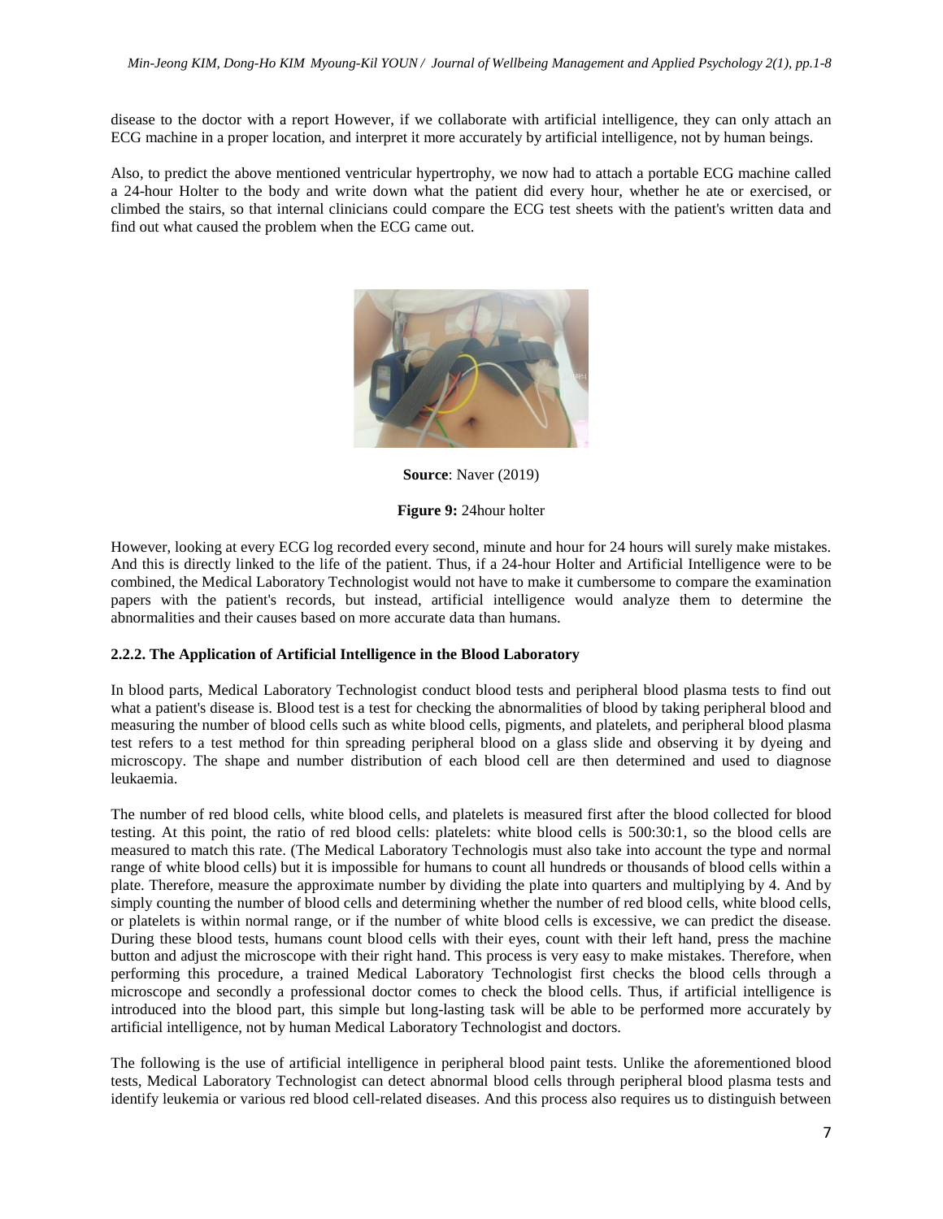disease to the doctor with a report However, if we collaborate with artificial intelligence, they can only attach an ECG machine in a proper location, and interpret it more accurately by artificial intelligence, not by human beings.

Also, to predict the above mentioned ventricular hypertrophy, we now had to attach a portable ECG machine called a 24-hour Holter to the body and write down what the patient did every hour, whether he ate or exercised, or climbed the stairs, so that internal clinicians could compare the ECG test sheets with the patient's written data and find out what caused the problem when the ECG came out.

**Source**: Naver (2019)

**Figure 9:** 24hour holter

However, looking at every ECG log recorded every second, minute and hour for 24 hours will surely make mistakes. And this is directly linked to the life of the patient. Thus, if a 24-hour Holter and Artificial Intelligence were to be combined, the Medical Laboratory Technologist would not have to make it cumbersome to compare the examination papers with the patient's records, but instead, artificial intelligence would analyze them to determine the abnormalities and their causes based on more accurate data than humans.

**2.2.2. The Application of Artificial Intelligence in the Blood Laboratory**

In blood parts, Medical Laboratory Technologist conduct blood tests and peripheral blood plasma tests to find out what a patient's disease is. Blood test is a test for checking the abnormalities of blood by taking peripheral blood and measuring the number of blood cells such as white blood cells, pigments, and platelets, and peripheral blood plasma test refers to a test method for thin spreading peripheral blood on a glass slide and observing it by dyeing and microscopy. The shape and number distribution of each blood cell are then determined and used to diagnose leukaemia.

The number of red blood cells, white blood cells, and platelets is measured first after the blood collected for blood testing. At this point, the ratio of red blood cells: platelets: white blood cells is 500:30:1, so the blood cells are measured to match this rate. (The Medical Laboratory Technologis must also take into account the type and normal range of white blood cells) but it is impossible for humans to count all hundreds or thousands of blood cells within a plate. Therefore, measure the approximate number by dividing the plate into quarters and multiplying by 4. And by simply counting the number of blood cells and determining whether the number of red blood cells, white blood cells, or platelets is within normal range, or if the number of white blood cells is excessive, we can predict the disease. During these blood tests, humans count blood cells with their eyes, count with their left hand, press the machine button and adjust the microscope with their right hand. This process is very easy to make mistakes. Therefore, when performing this procedure, a trained Medical Laboratory Technologist first checks the blood cells through a microscope and secondly a professional doctor comes to check the blood cells. Thus, if artificial intelligence is introduced into the blood part, this simple but long-lasting task will be able to be performed more accurately by artificial intelligence, not by human Medical Laboratory Technologist and doctors.

The following is the use of artificial intelligence in peripheral blood paint tests. Unlike the aforementioned blood tests, Medical Laboratory Technologist can detect abnormal blood cells through peripheral blood plasma tests and identify leukemia or various red blood cell-related diseases. And this process also requires us to distinguish between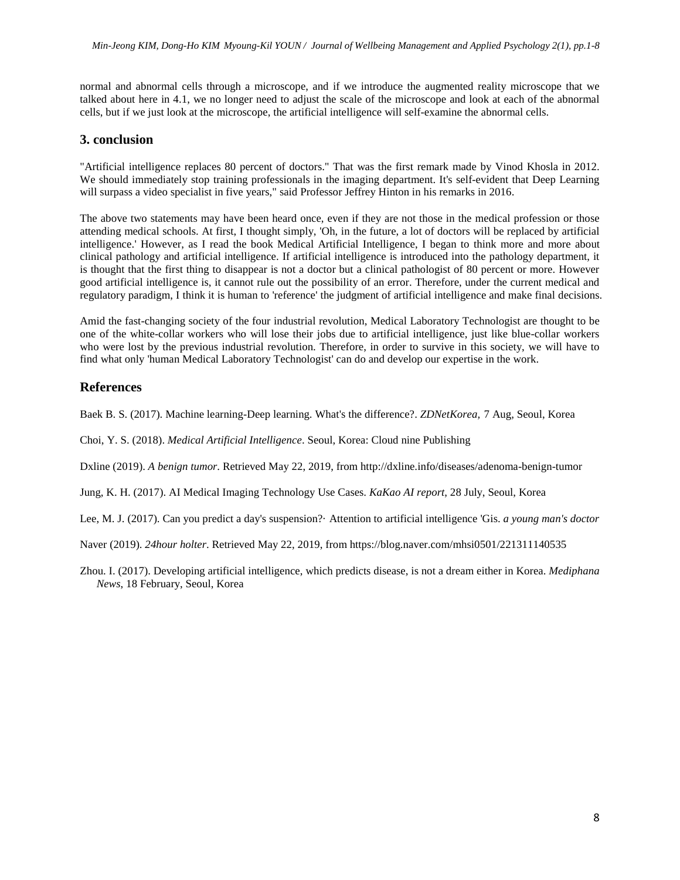normal and abnormal cells through a microscope, and if we introduce the augmented reality microscope that we talked about here in 4.1, we no longer need to adjust the scale of the microscope and look at each of the abnormal cells, but if we just look at the microscope, the artificial intelligence will self-examine the abnormal cells.

## 3. conclusion

"Artificial intelligence replaces 80 percent of doctors." That was the first remark made by Vinod Khosla in 2012. We should immediately stop training professionals in the imaging department. It's self-evident that Deep Learning will surpass a video specialist in five years," said Professor Jeffrey Hinton in his remarks in 2016.

The above two statements may have been heard once, even if they are not those in the medical profession or those attending medical schools. At first, I thought simply, 'Oh, in the future, a lot of doctors will be replaced by artificial intelligence.' However, as I read the book Medical Artificial Intelligence, I began to think more and more about clinical pathology and artificial intelligence. If artificial intelligence is introduced into the pathology department, it is thought that the first thing to disappear is not a doctor but a clinical pathologist of 80 percent or more. However good artificial intelligence is, it cannot rule out the possibility of an error. Therefore, under the current medical and regulatory paradigm, I think it is human to 'reference' the judgment of artificial intelligence and make final decisions.

Amid the fast-changing society of the four industrial revolution, Medical Laboratory Technologist are thought to be one of the white-collar workers who will lose their jobs due to artificial intelligence, just like blue-collar workers who were lost by the previous industrial revolution. Therefore, in order to survive in this society, we will have to find what only 'human Medical Laboratory Technologist' can do and develop our expertise in the work.

## References

Baek B. S. (2017). Machine learning-Deep learning. What's the difference?. *ZDNetKorea,* 7 Aug, Seoul, Korea

Choi, Y. S. (2018). *Medical Artificial Intelligence*. Seoul, Korea: Cloud nine Publishing

Dxline (2019). *A benign tumor*. Retrieved May 22, 2019, from http://dxline.info/diseases/adenoma-benign-tumor

Jung, K. H. (2017). AI Medical Imaging Technology Use Cases. *KaKao AI report*, 28 July, Seoul, Korea

Lee, M. J. (2017). Can you predict a day's suspension?· Attention to artificial intelligence 'Gis. *a young man's doctor*

Naver (2019). *24hour holter*. Retrieved May 22, 2019, from https://blog.naver.com/mhsi0501/221311140535

Zhou. I. (2017). Developing artificial intelligence, which predicts disease, is not a dream either in Korea. *Mediphana News*, 18 February, Seoul, Korea